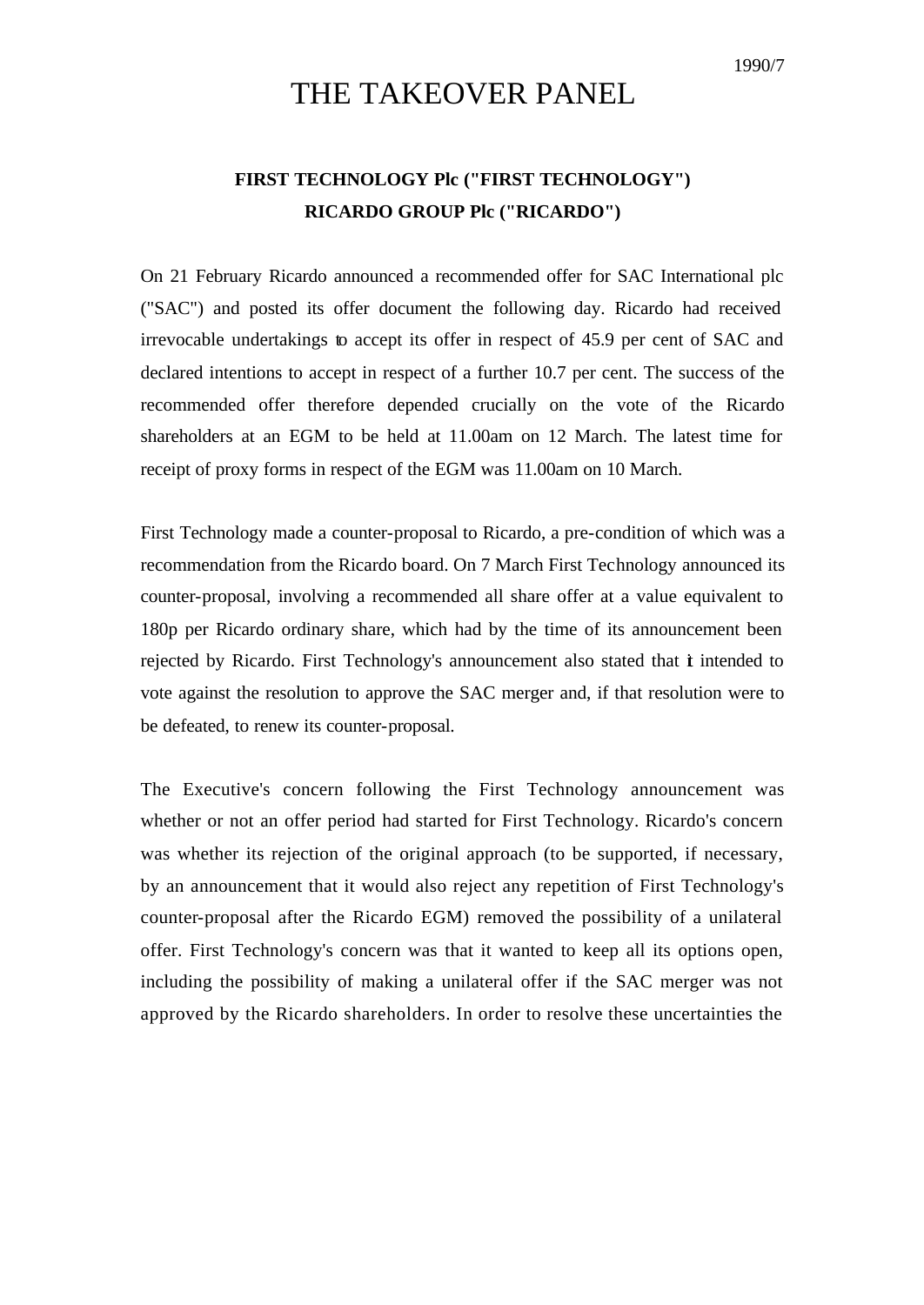1990/7

# THE TAKEOVER PANEL

**FIRST TECHNOLOGY Plc ("FIRST TECHNOLOGY")**
**RICARDO GROUP Plc ("RICARDO")**

On 21 February Ricardo announced a recommended offer for SAC International plc ("SAC") and posted its offer document the following day. Ricardo had received irrevocable undertakings to accept its offer in respect of 45.9 per cent of SAC and declared intentions to accept in respect of a further 10.7 per cent. The success of the recommended offer therefore depended crucially on the vote of the Ricardo shareholders at an EGM to be held at 11.00am on 12 March. The latest time for receipt of proxy forms in respect of the EGM was 11.00am on 10 March.

First Technology made a counter-proposal to Ricardo, a pre-condition of which was a recommendation from the Ricardo board. On 7 March First Technology announced its counter-proposal, involving a recommended all share offer at a value equivalent to 180p per Ricardo ordinary share, which had by the time of its announcement been rejected by Ricardo. First Technology's announcement also stated that it intended to vote against the resolution to approve the SAC merger and, if that resolution were to be defeated, to renew its counter-proposal.

The Executive's concern following the First Technology announcement was whether or not an offer period had started for First Technology. Ricardo's concern was whether its rejection of the original approach (to be supported, if necessary, by an announcement that it would also reject any repetition of First Technology's counter-proposal after the Ricardo EGM) removed the possibility of a unilateral offer. First Technology's concern was that it wanted to keep all its options open, including the possibility of making a unilateral offer if the SAC merger was not approved by the Ricardo shareholders. In order to resolve these uncertainties the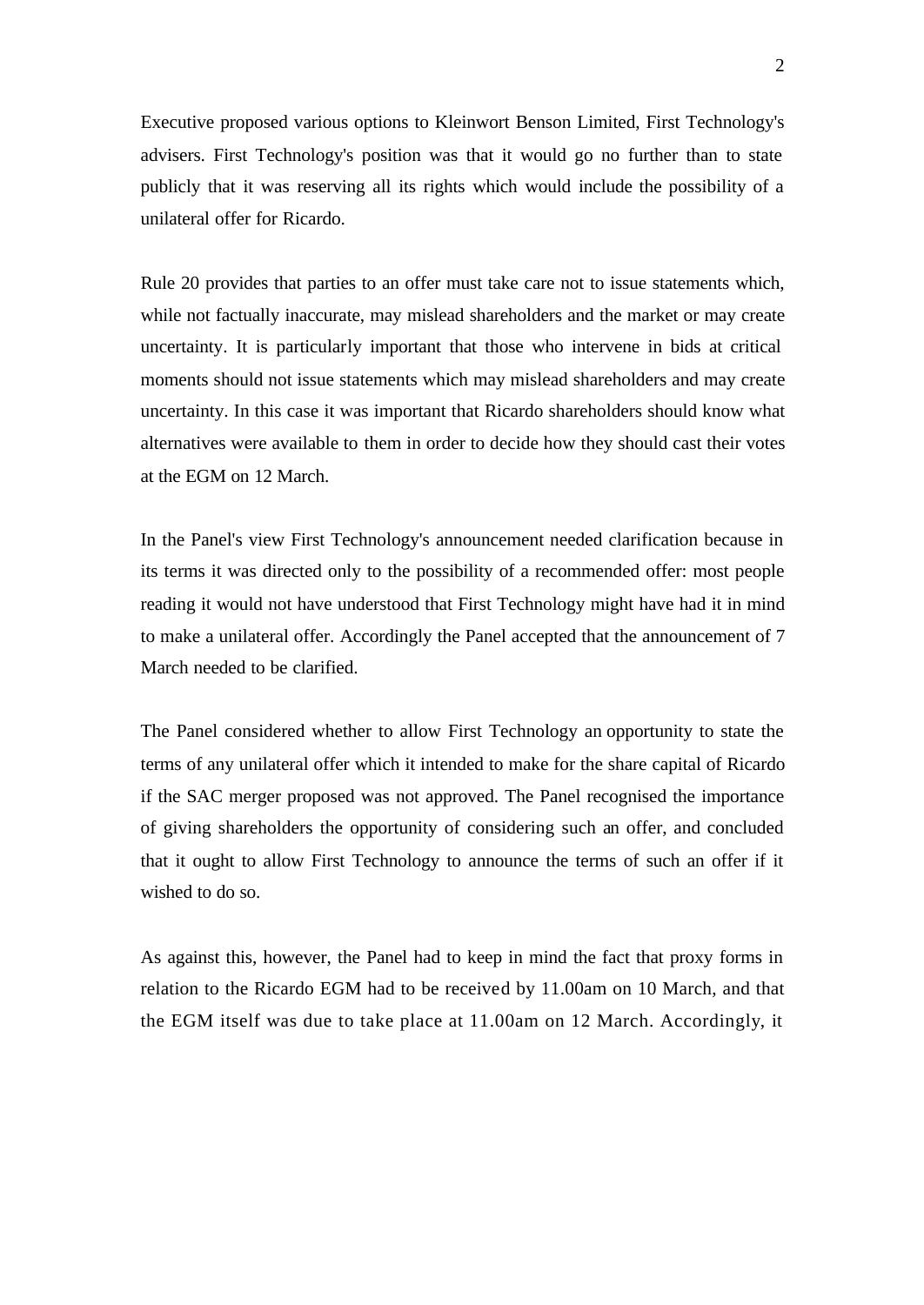Executive proposed various options to Kleinwort Benson Limited, First Technology's advisers. First Technology's position was that it would go no further than to state publicly that it was reserving all its rights which would include the possibility of a unilateral offer for Ricardo.

Rule 20 provides that parties to an offer must take care not to issue statements which, while not factually inaccurate, may mislead shareholders and the market or may create uncertainty. It is particularly important that those who intervene in bids at critical moments should not issue statements which may mislead shareholders and may create uncertainty. In this case it was important that Ricardo shareholders should know what alternatives were available to them in order to decide how they should cast their votes at the EGM on 12 March.

In the Panel's view First Technology's announcement needed clarification because in its terms it was directed only to the possibility of a recommended offer: most people reading it would not have understood that First Technology might have had it in mind to make a unilateral offer. Accordingly the Panel accepted that the announcement of 7 March needed to be clarified.

The Panel considered whether to allow First Technology an opportunity to state the terms of any unilateral offer which it intended to make for the share capital of Ricardo if the SAC merger proposed was not approved. The Panel recognised the importance of giving shareholders the opportunity of considering such an offer, and concluded that it ought to allow First Technology to announce the terms of such an offer if it wished to do so.

As against this, however, the Panel had to keep in mind the fact that proxy forms in relation to the Ricardo EGM had to be received by 11.00am on 10 March, and that the EGM itself was due to take place at 11.00am on 12 March. Accordingly, it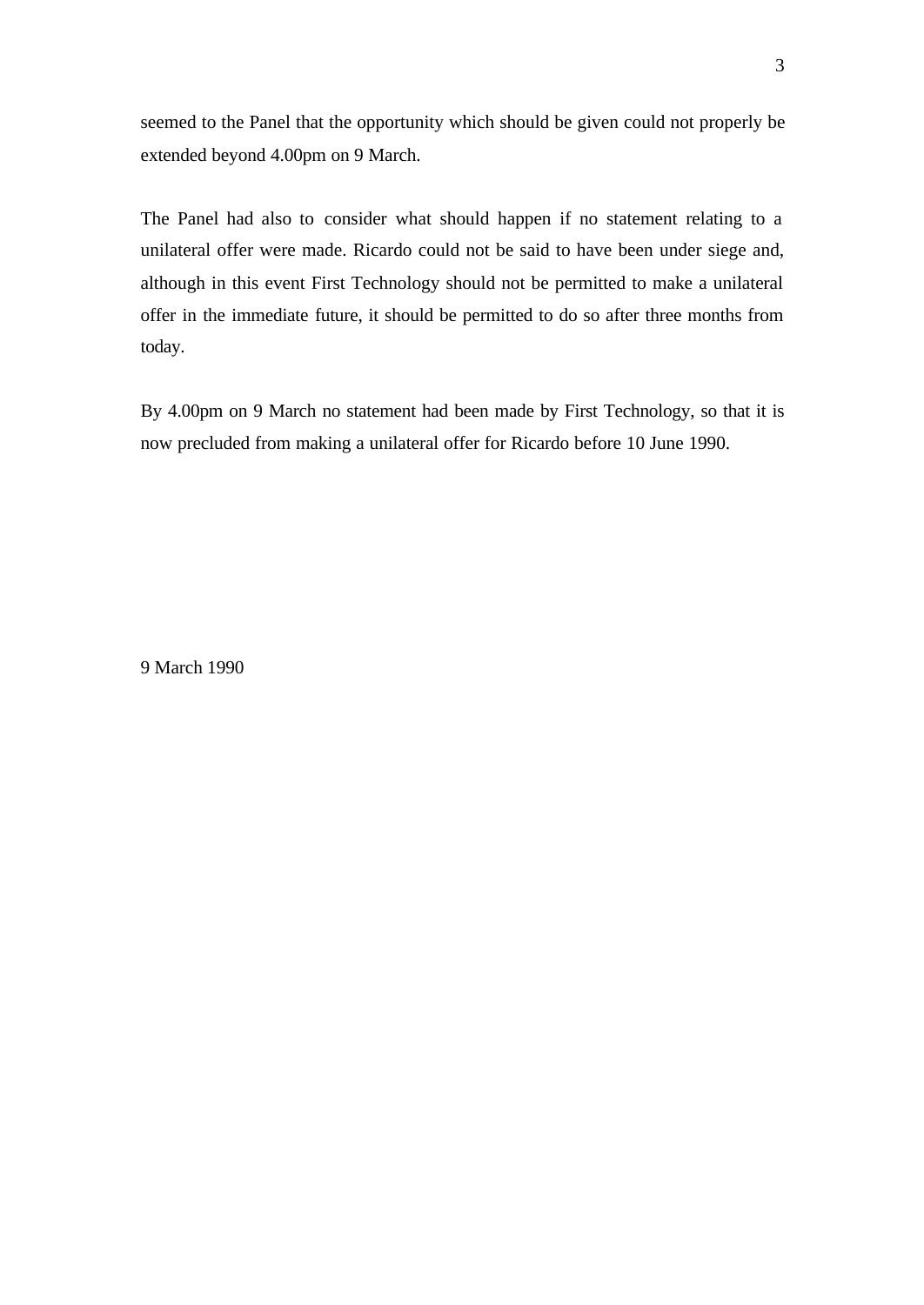seemed to the Panel that the opportunity which should be given could not properly be extended beyond 4.00pm on 9 March.

The Panel had also to consider what should happen if no statement relating to a unilateral offer were made. Ricardo could not be said to have been under siege and, although in this event First Technology should not be permitted to make a unilateral offer in the immediate future, it should be permitted to do so after three months from today.

By 4.00pm on 9 March no statement had been made by First Technology, so that it is now precluded from making a unilateral offer for Ricardo before 10 June 1990.

9 March 1990